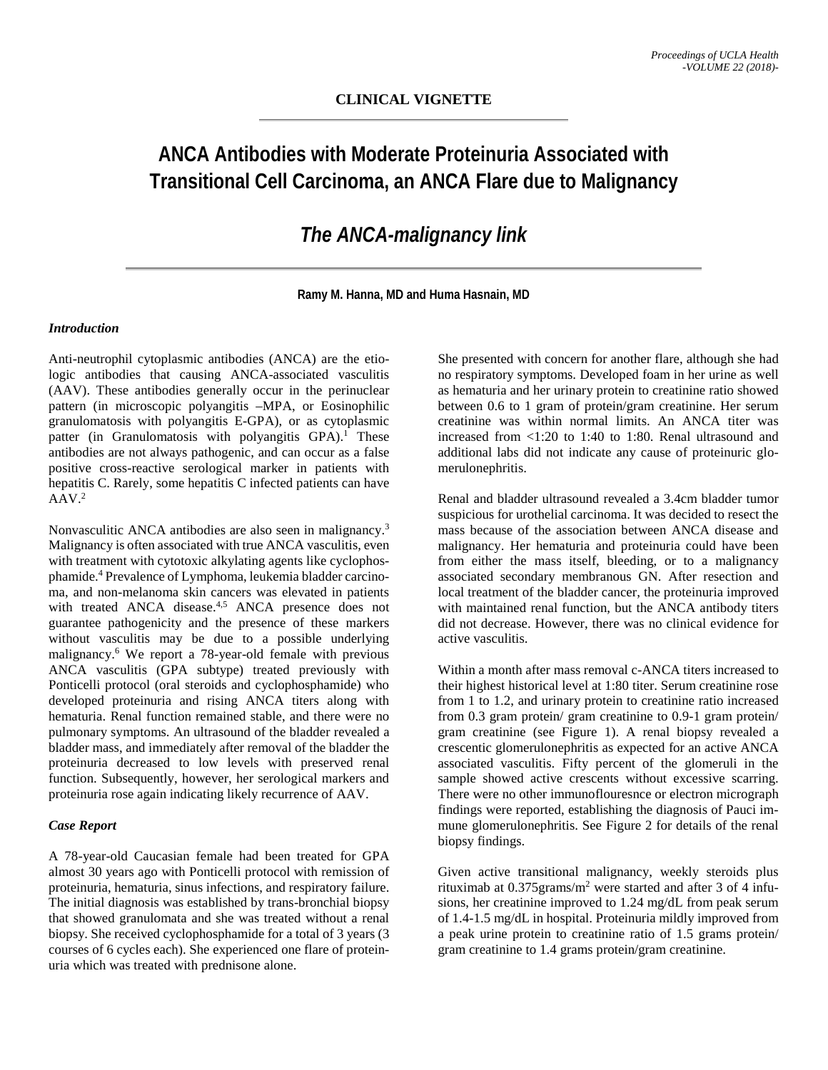**CLINICAL VIGNETTE**

# ANCA Antibodies with Moderate Proteinuria Associated with Transitional Cell Carcinoma, an ANCA Flare due to Malignancy

## *The ANCA-malignancy link*

**Ramy M. Hanna, MD and Huma Hasnain, MD**

### *Introduction*

Anti-neutrophil cytoplasmic antibodies (ANCA) are the etiologic antibodies that causing ANCA-associated vasculitis (AAV). These antibodies generally occur in the perinuclear pattern (in microscopic polyangitis –MPA, or Eosinophilic granulomatosis with polyangitis E-GPA), or as cytoplasmic patter (in Granulomatosis with polyangitis GPA).[1] These antibodies are not always pathogenic, and can occur as a false positive cross-reactive serological marker in patients with hepatitis C. Rarely, some hepatitis C infected patients can have AAV.[2]

Nonvasculitic ANCA antibodies are also seen in malignancy.[3] Malignancy is often associated with true ANCA vasculitis, even with treatment with cytotoxic alkylating agents like cyclophosphamide.[4] Prevalence of Lymphoma, leukemia bladder carcinoma, and non-melanoma skin cancers was elevated in patients with treated ANCA disease.[4,5] ANCA presence does not guarantee pathogenicity and the presence of these markers without vasculitis may be due to a possible underlying malignancy.[6] We report a 78-year-old female with previous ANCA vasculitis (GPA subtype) treated previously with Ponticelli protocol (oral steroids and cyclophosphamide) who developed proteinuria and rising ANCA titers along with hematuria. Renal function remained stable, and there were no pulmonary symptoms. An ultrasound of the bladder revealed a bladder mass, and immediately after removal of the bladder the proteinuria decreased to low levels with preserved renal function. Subsequently, however, her serological markers and proteinuria rose again indicating likely recurrence of AAV.

### *Case Report*

A 78-year-old Caucasian female had been treated for GPA almost 30 years ago with Ponticelli protocol with remission of proteinuria, hematuria, sinus infections, and respiratory failure. The initial diagnosis was established by trans-bronchial biopsy that showed granulomata and she was treated without a renal biopsy. She received cyclophosphamide for a total of 3 years (3 courses of 6 cycles each). She experienced one flare of proteinuria which was treated with prednisone alone.

She presented with concern for another flare, although she had no respiratory symptoms. Developed foam in her urine as well as hematuria and her urinary protein to creatinine ratio showed between 0.6 to 1 gram of protein/gram creatinine. Her serum creatinine was within normal limits. An ANCA titer was increased from <1:20 to 1:40 to 1:80. Renal ultrasound and additional labs did not indicate any cause of proteinuric glomerulonephritis.

Renal and bladder ultrasound revealed a 3.4cm bladder tumor suspicious for urothelial carcinoma. It was decided to resect the mass because of the association between ANCA disease and malignancy. Her hematuria and proteinuria could have been from either the mass itself, bleeding, or to a malignancy associated secondary membranous GN. After resection and local treatment of the bladder cancer, the proteinuria improved with maintained renal function, but the ANCA antibody titers did not decrease. However, there was no clinical evidence for active vasculitis.

Within a month after mass removal c-ANCA titers increased to their highest historical level at 1:80 titer. Serum creatinine rose from 1 to 1.2, and urinary protein to creatinine ratio increased from 0.3 gram protein/ gram creatinine to 0.9-1 gram protein/ gram creatinine (see Figure 1). A renal biopsy revealed a crescentic glomerulonephritis as expected for an active ANCA associated vasculitis. Fifty percent of the glomeruli in the sample showed active crescents without excessive scarring. There were no other immunoflouresnce or electron micrograph findings were reported, establishing the diagnosis of Pauci immune glomerulonephritis. See Figure 2 for details of the renal biopsy findings.

Given active transitional malignancy, weekly steroids plus rituximab at 0.375grams/m$^2$ were started and after 3 of 4 infusions, her creatinine improved to 1.24 mg/dL from peak serum of 1.4-1.5 mg/dL in hospital. Proteinuria mildly improved from a peak urine protein to creatinine ratio of 1.5 grams protein/ gram creatinine to 1.4 grams protein/gram creatinine.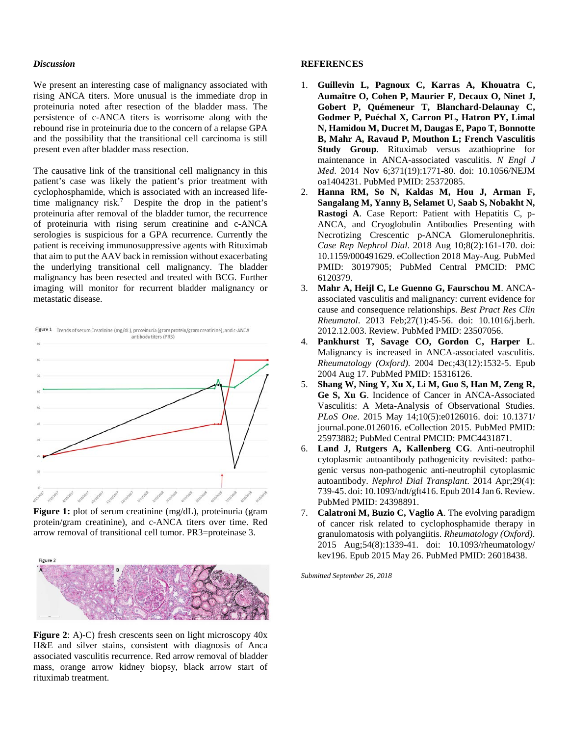### *Discussion*

We present an interesting case of malignancy associated with rising ANCA titers. More unusual is the immediate drop in proteinuria noted after resection of the bladder mass. The persistence of c-ANCA titers is worrisome along with the rebound rise in proteinuria due to the concern of a relapse GPA and the possibility that the transitional cell carcinoma is still present even after bladder mass resection.

The causative link of the transitional cell malignancy in this patient's case was likely the patient's prior treatment with cyclophosphamide, which is associated with an increased life-time malignancy risk.[7] Despite the drop in the patient's proteinuria after removal of the bladder tumor, the recurrence of proteinuria with rising serum creatinine and c-ANCA serologies is suspicious for a GPA recurrence. Currently the patient is receiving immunosuppressive agents with Rituximab that aim to put the AAV back in remission without exacerbating the underlying transitional cell malignancy. The bladder malignancy has been resected and treated with BCG. Further imaging will monitor for recurrent bladder malignancy or metastatic disease.

Figure 1 Trends of serum Creatinine (mg/dL), proteinuria (gram protein/gram creatinine), and c-ANCA antibody titers (PR3)

90
80
70
60
50
40
30
20
10
0

**Figure 1:** plot of serum creatinine (mg/dL), proteinuria (gram protein/gram creatinine), and c-ANCA titers over time. Red arrow removal of transitional cell tumor. PR3=proteinase 3.

Figure 2

A B C

**Figure 2**: A)-C) fresh crescents seen on light microscopy 40x H&E and silver stains, consistent with diagnosis of Anca associated vasculitis recurrence. Red arrow removal of bladder mass, orange arrow kidney biopsy, black arrow start of rituximab treatment.

## REFERENCES

1. **Guillevin L, Pagnoux C, Karras A, Khouatra C, Aumaître O, Cohen P, Maurier F, Decaux O, Ninet J, Gobert P, Quémeneur T, Blanchard-Delaunay C, Godmer P, Puéchal X, Carron PL, Hatron PY, Limal N, Hamidou M, Ducret M, Daugas E, Papo T, Bonnotte B, Mahr A, Ravaud P, Mouthon L; French Vasculitis Study Group**. Rituximab versus azathioprine for maintenance in ANCA-associated vasculitis. *N Engl J Med*. 2014 Nov 6;371(19):1771-80. doi: 10.1056/NEJMoa1404231. PubMed PMID: 25372085.
2. **Hanna RM, So N, Kaldas M, Hou J, Arman F, Sangalang M, Yanny B, Selamet U, Saab S, Nobakht N, Rastogi A**. Case Report: Patient with Hepatitis C, p-ANCA, and Cryoglobulin Antibodies Presenting with Necrotizing Crescentic p-ANCA Glomerulonephritis. *Case Rep Nephrol Dial*. 2018 Aug 10;8(2):161-170. doi: 10.1159/000491629. eCollection 2018 May-Aug. PubMed PMID: 30197905; PubMed Central PMCID: PMC6120379.
3. **Mahr A, Heijl C, Le Guenno G, Faurschou M**. ANCA-associated vasculitis and malignancy: current evidence for cause and consequence relationships. *Best Pract Res Clin Rheumatol*. 2013 Feb;27(1):45-56. doi: 10.1016/j.berh.2012.12.003. Review. PubMed PMID: 23507056.
4. **Pankhurst T, Savage CO, Gordon C, Harper L**. Malignancy is increased in ANCA-associated vasculitis. *Rheumatology (Oxford)*. 2004 Dec;43(12):1532-5. Epub 2004 Aug 17. PubMed PMID: 15316126.
5. **Shang W, Ning Y, Xu X, Li M, Guo S, Han M, Zeng R, Ge S, Xu G**. Incidence of Cancer in ANCA-Associated Vasculitis: A Meta-Analysis of Observational Studies. *PLoS One*. 2015 May 14;10(5):e0126016. doi: 10.1371/journal.pone.0126016. eCollection 2015. PubMed PMID: 25973882; PubMed Central PMCID: PMC4431871.
6. **Land J, Rutgers A, Kallenberg CG**. Anti-neutrophil cytoplasmic autoantibody pathogenicity revisited: pathogenic versus non-pathogenic anti-neutrophil cytoplasmic autoantibody. *Nephrol Dial Transplant*. 2014 Apr;29(4):739-45. doi: 10.1093/ndt/gft416. Epub 2014 Jan 6. Review. PubMed PMID: 24398891.
7. **Calatroni M, Buzio C, Vaglio A**. The evolving paradigm of cancer risk related to cyclophosphamide therapy in granulomatosis with polyangiitis. *Rheumatology (Oxford)*. 2015 Aug;54(8):1339-41. doi: 10.1093/rheumatology/kev196. Epub 2015 May 26. PubMed PMID: 26018438.

*Submitted September 26, 2018*